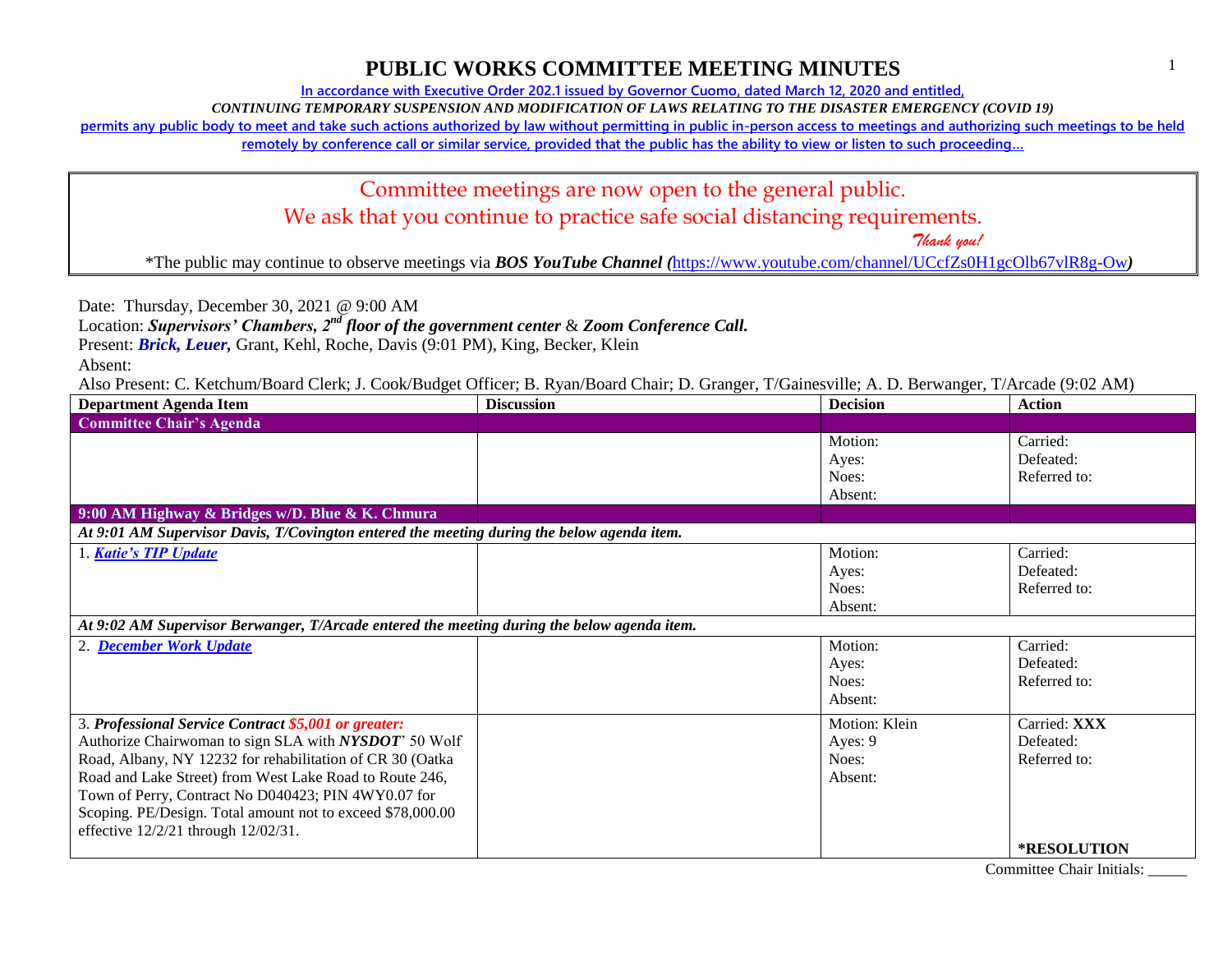# PUBLIC WORKS COMMITTEE MEETING MINUTES

In accordance with Executive Order 202.1 issued by Governor Cuomo, dated March 12, 2020 and entitled,

*CONTINUING TEMPORARY SUSPENSION AND MODIFICATION OF LAWS RELATING TO THE DISASTER EMERGENCY (COVID 19)*

permits any public body to meet and take such actions authorized by law without permitting in public in-person access to meetings and authorizing such meetings to be held remotely by conference call or similar service, provided that the public has the ability to view or listen to such proceeding…

Committee meetings are now open to the general public.
We ask that you continue to practice safe social distancing requirements.
*Thank you!*

*The public may continue to observe meetings via ***BOS YouTube Channel (***https://www.youtube.com/channel/UCcfZs0H1gcOlb67vlR8g-Ow*)*

Date: Thursday, December 30, 2021 @ 9:00 AM
Location: ***Supervisors' Chambers, 2nd floor of the government center*** & ***Zoom Conference Call.***
Present: ***Brick, Leuer,*** Grant, Kehl, Roche, Davis (9:01 PM), King, Becker, Klein
Absent:
Also Present: C. Ketchum/Board Clerk; J. Cook/Budget Officer; B. Ryan/Board Chair; D. Granger, T/Gainesville; A. D. Berwanger, T/Arcade (9:02 AM)

| Department Agenda Item | Discussion | Decision | Action |
|---|---|---|---|
| **Committee Chair's Agenda** | | | |
| | | Motion:<br>Ayes:<br>Noes:<br>Absent: | Carried:<br>Defeated:<br>Referred to: |
| **9:00 AM Highway & Bridges w/D. Blue & K. Chmura** | | | |
| ***At 9:01 AM Supervisor Davis, T/Covington entered the meeting during the below agenda item.*** | | | |
| 1. ***Katie's TIP Update*** | | Motion:<br>Ayes:<br>Noes:<br>Absent: | Carried:<br>Defeated:<br>Referred to: |
| ***At 9:02 AM Supervisor Berwanger, T/Arcade entered the meeting during the below agenda item.*** | | | |
| 2. ***December Work Update*** | | Motion:<br>Ayes:<br>Noes:<br>Absent: | Carried:<br>Defeated:<br>Referred to: |
| 3. ***Professional Service Contract $5,001 or greater:*** Authorize Chairwoman to sign SLA with ***NYSDOT***' 50 Wolf Road, Albany, NY 12232 for rehabilitation of CR 30 (Oatka Road and Lake Street) from West Lake Road to Route 246, Town of Perry, Contract No D040423; PIN 4WY0.07 for Scoping. PE/Design. Total amount not to exceed $78,000.00 effective 12/2/21 through 12/02/31. | | Motion: Klein<br>Ayes: 9<br>Noes:<br>Absent: | Carried: **XXX**<br>Defeated:<br>Referred to:<br><br>***RESOLUTION** |

Committee Chair Initials: _____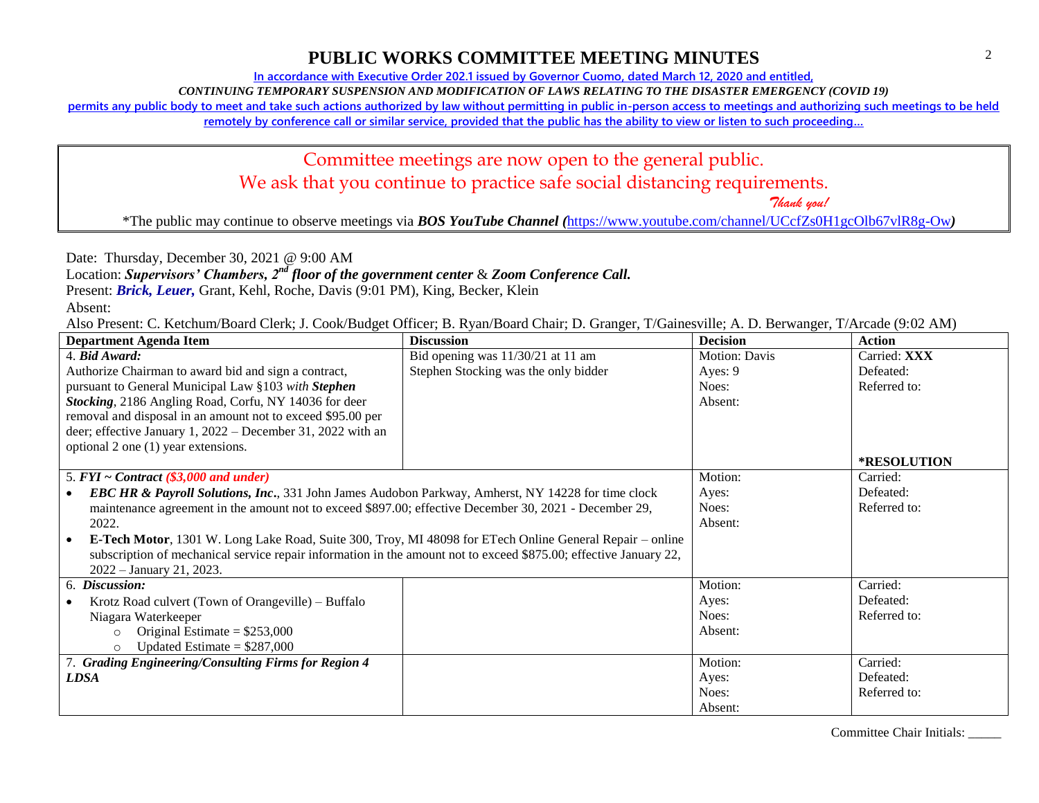# PUBLIC WORKS COMMITTEE MEETING MINUTES

In accordance with Executive Order 202.1 issued by Governor Cuomo, dated March 12, 2020 and entitled,

*CONTINUING TEMPORARY SUSPENSION AND MODIFICATION OF LAWS RELATING TO THE DISASTER EMERGENCY (COVID 19)*

permits any public body to meet and take such actions authorized by law without permitting in public in-person access to meetings and authorizing such meetings to be held remotely by conference call or similar service, provided that the public has the ability to view or listen to such proceeding…

Committee meetings are now open to the general public.
We ask that you continue to practice safe social distancing requirements.
*Thank you!*

*The public may continue to observe meetings via ***BOS YouTube Channel*** *(*https://www.youtube.com/channel/UCcfZs0H1gcOlb67vlR8g-Ow*)*

Date: Thursday, December 30, 2021 @ 9:00 AM
Location: ***Supervisors' Chambers, 2nd floor of the government center*** & ***Zoom Conference Call.***
Present: ***Brick, Leuer,*** Grant, Kehl, Roche, Davis (9:01 PM), King, Becker, Klein
Absent:
Also Present: C. Ketchum/Board Clerk; J. Cook/Budget Officer; B. Ryan/Board Chair; D. Granger, T/Gainesville; A. D. Berwanger, T/Arcade (9:02 AM)

| Department Agenda Item | Discussion | Decision | Action |
|---|---|---|---|
| 4. ***Bid Award:*** Authorize Chairman to award bid and sign a contract, pursuant to General Municipal Law §103 *with* ***Stephen Stocking***, 2186 Angling Road, Corfu, NY 14036 for deer removal and disposal in an amount not to exceed $95.00 per deer; effective January 1, 2022 – December 31, 2022 with an optional 2 one (1) year extensions. | Bid opening was 11/30/21 at 11 am<br>Stephen Stocking was the only bidder | Motion: Davis<br>Ayes: 9<br>Noes:<br>Absent: | Carried: **XXX**<br>Defeated:<br>Referred to:<br><br>***RESOLUTION** |
| 5. ***FYI ~ Contract ($3,000 and under)***<br>• ***EBC HR & Payroll Solutions, Inc***., 331 John James Audobon Parkway, Amherst, NY 14228 for time clock maintenance agreement in the amount not to exceed $897.00; effective December 30, 2021 - December 29, 2022.<br>• **E-Tech Motor**, 1301 W. Long Lake Road, Suite 300, Troy, MI 48098 for ETech Online General Repair – online subscription of mechanical service repair information in the amount not to exceed $875.00; effective January 22, 2022 – January 21, 2023. | | Motion:<br>Ayes:<br>Noes:<br>Absent: | Carried:<br>Defeated:<br>Referred to: |
| 6. ***Discussion:***<br>• Krotz Road culvert (Town of Orangeville) – Buffalo Niagara Waterkeeper<br>  ○ Original Estimate = $253,000<br>  ○ Updated Estimate = $287,000 | | Motion:<br>Ayes:<br>Noes:<br>Absent: | Carried:<br>Defeated:<br>Referred to: |
| 7. ***Grading Engineering/Consulting Firms for Region 4 LDSA*** | | Motion:<br>Ayes:<br>Noes:<br>Absent: | Carried:<br>Defeated:<br>Referred to: |

Committee Chair Initials: _____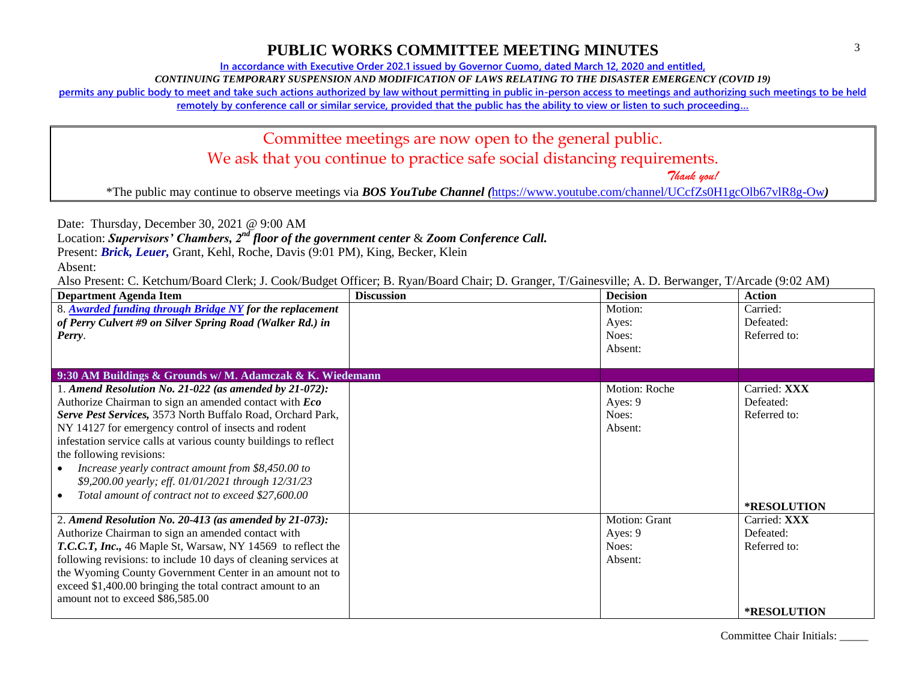# PUBLIC WORKS COMMITTEE MEETING MINUTES

In accordance with Executive Order 202.1 issued by Governor Cuomo, dated March 12, 2020 and entitled,

*CONTINUING TEMPORARY SUSPENSION AND MODIFICATION OF LAWS RELATING TO THE DISASTER EMERGENCY (COVID 19)*

permits any public body to meet and take such actions authorized by law without permitting in public in-person access to meetings and authorizing such meetings to be held remotely by conference call or similar service, provided that the public has the ability to view or listen to such proceeding…

Committee meetings are now open to the general public.
We ask that you continue to practice safe social distancing requirements.
*Thank you!*

*The public may continue to observe meetings via ***BOS YouTube Channel (***https://www.youtube.com/channel/UCcfZs0H1gcOlb67vlR8g-Ow***)***

Date: Thursday, December 30, 2021 @ 9:00 AM
Location: ***Supervisors' Chambers, 2nd floor of the government center*** & ***Zoom Conference Call.***
Present: ***Brick, Leuer,*** Grant, Kehl, Roche, Davis (9:01 PM), King, Becker, Klein
Absent:
Also Present: C. Ketchum/Board Clerk; J. Cook/Budget Officer; B. Ryan/Board Chair; D. Granger, T/Gainesville; A. D. Berwanger, T/Arcade (9:02 AM)

| Department Agenda Item | Discussion | Decision | Action |
|---|---|---|---|
| 8. ***Awarded funding through Bridge NY for the replacement of Perry Culvert #9 on Silver Spring Road (Walker Rd.) in Perry***. | | Motion:<br>Ayes:<br>Noes:<br>Absent: | Carried:<br>Defeated:<br>Referred to: |
| **9:30 AM Buildings & Grounds w/ M. Adamczak & K. Wiedemann** | | | |
| 1. ***Amend Resolution No. 21-022 (as amended by 21-072):*** Authorize Chairman to sign an amended contact with ***Eco Serve Pest Services,*** 3573 North Buffalo Road, Orchard Park, NY 14127 for emergency control of insects and rodent infestation service calls at various county buildings to reflect the following revisions:<br>• *Increase yearly contract amount from $8,450.00 to $9,200.00 yearly; eff. 01/01/2021 through 12/31/23*<br>• *Total amount of contract not to exceed $27,600.00* | | Motion: Roche<br>Ayes: 9<br>Noes:<br>Absent: | Carried: **XXX**<br>Defeated:<br>Referred to:<br><br>**\*RESOLUTION** |
| 2. ***Amend Resolution No. 20-413 (as amended by 21-073):*** Authorize Chairman to sign an amended contact with ***T.C.C.T, Inc.,*** 46 Maple St, Warsaw, NY 14569 to reflect the following revisions: to include 10 days of cleaning services at the Wyoming County Government Center in an amount not to exceed $1,400.00 bringing the total contract amount to an amount not to exceed $86,585.00 | | Motion: Grant<br>Ayes: 9<br>Noes:<br>Absent: | Carried: **XXX**<br>Defeated:<br>Referred to:<br><br>**\*RESOLUTION** |

Committee Chair Initials: _____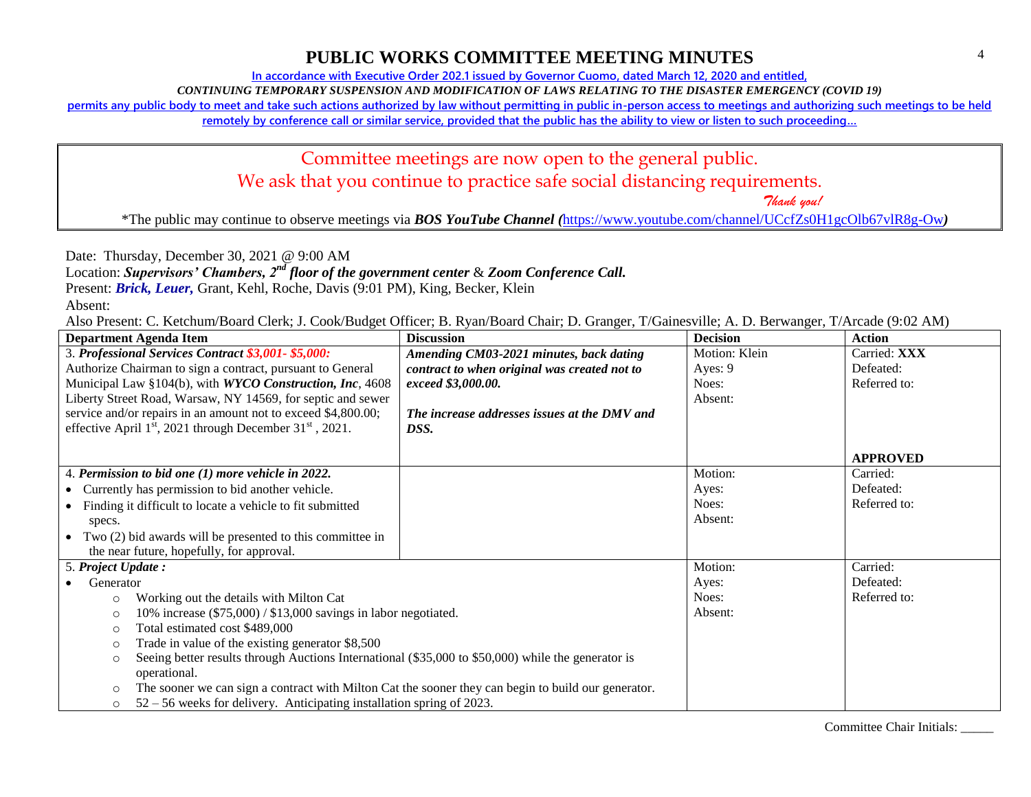# PUBLIC WORKS COMMITTEE MEETING MINUTES

In accordance with Executive Order 202.1 issued by Governor Cuomo, dated March 12, 2020 and entitled,

*CONTINUING TEMPORARY SUSPENSION AND MODIFICATION OF LAWS RELATING TO THE DISASTER EMERGENCY (COVID 19)*

permits any public body to meet and take such actions authorized by law without permitting in public in-person access to meetings and authorizing such meetings to be held remotely by conference call or similar service, provided that the public has the ability to view or listen to such proceeding…

> Committee meetings are now open to the general public.
> We ask that you continue to practice safe social distancing requirements.
> *Thank you!*
>
> *The public may continue to observe meetings via ***BOS YouTube Channel (**https://www.youtube.com/channel/UCcfZs0H1gcOlb67vlR8g-Ow***)***

Date: Thursday, December 30, 2021 @ 9:00 AM

Location: ***Supervisors' Chambers, 2nd floor of the government center*** & ***Zoom Conference Call.***

Present: ***Brick, Leuer,*** Grant, Kehl, Roche, Davis (9:01 PM), King, Becker, Klein

Absent:

Also Present: C. Ketchum/Board Clerk; J. Cook/Budget Officer; B. Ryan/Board Chair; D. Granger, T/Gainesville; A. D. Berwanger, T/Arcade (9:02 AM)

| Department Agenda Item | Discussion | Decision | Action |
|---|---|---|---|
| 3. ***Professional Services Contract $3,001- $5,000:*** Authorize Chairman to sign a contract, pursuant to General Municipal Law §104(b), with ***WYCO Construction, Inc***, 4608 Liberty Street Road, Warsaw, NY 14569, for septic and sewer service and/or repairs in an amount not to exceed $4,800.00; effective April 1st, 2021 through December 31st, 2021. | ***Amending CM03-2021 minutes, back dating contract to when original was created not to exceed $3,000.00.*** ***The increase addresses issues at the DMV and DSS.*** | Motion: Klein Ayes: 9 Noes: Absent: | Carried: **XXX** Defeated: Referred to: **APPROVED** |
| 4. ***Permission to bid one (1) more vehicle in 2022.*** • Currently has permission to bid another vehicle. • Finding it difficult to locate a vehicle to fit submitted specs. • Two (2) bid awards will be presented to this committee in the near future, hopefully, for approval. | | Motion: Ayes: Noes: Absent: | Carried: Defeated: Referred to: |
| 5. ***Project Update :*** • Generator ○ Working out the details with Milton Cat ○ 10% increase ($75,000) / $13,000 savings in labor negotiated. ○ Total estimated cost $489,000 ○ Trade in value of the existing generator $8,500 ○ Seeing better results through Auctions International ($35,000 to $50,000) while the generator is operational. ○ The sooner we can sign a contract with Milton Cat the sooner they can begin to build our generator. ○ 52 – 56 weeks for delivery. Anticipating installation spring of 2023. | | Motion: Ayes: Noes: Absent: | Carried: Defeated: Referred to: |

Committee Chair Initials: _____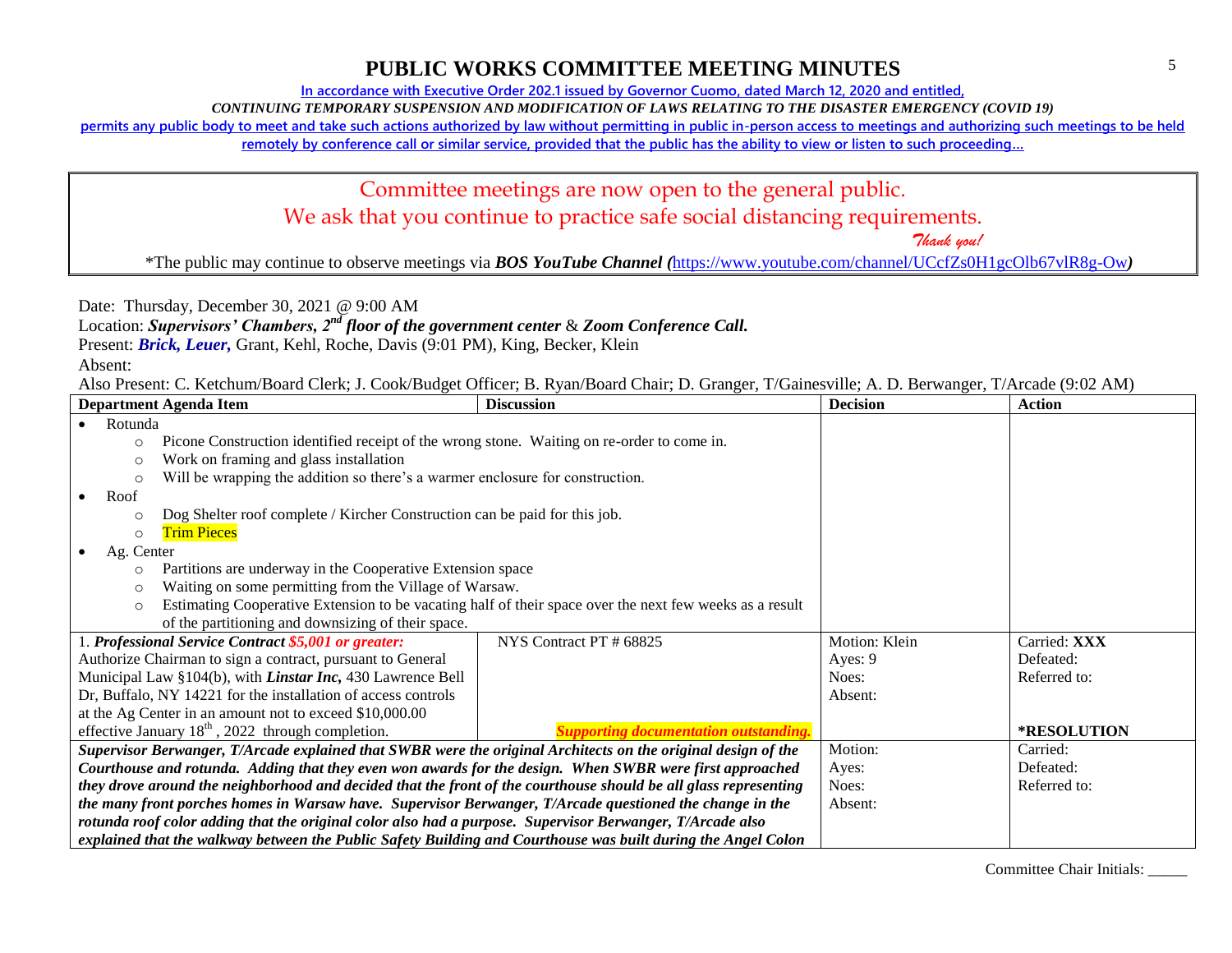# PUBLIC WORKS COMMITTEE MEETING MINUTES

In accordance with Executive Order 202.1 issued by Governor Cuomo, dated March 12, 2020 and entitled,

*CONTINUING TEMPORARY SUSPENSION AND MODIFICATION OF LAWS RELATING TO THE DISASTER EMERGENCY (COVID 19)*

permits any public body to meet and take such actions authorized by law without permitting in public in-person access to meetings and authorizing such meetings to be held remotely by conference call or similar service, provided that the public has the ability to view or listen to such proceeding…

Committee meetings are now open to the general public.
We ask that you continue to practice safe social distancing requirements.
*Thank you!*

*The public may continue to observe meetings via ***BOS YouTube Channel (***https://www.youtube.com/channel/UCcfZs0H1gcOlb67vlR8g-Ow***)***

Date: Thursday, December 30, 2021 @ 9:00 AM
Location: ***Supervisors' Chambers, 2nd floor of the government center*** & ***Zoom Conference Call.***
Present: ***Brick, Leuer,*** Grant, Kehl, Roche, Davis (9:01 PM), King, Becker, Klein
Absent:
Also Present: C. Ketchum/Board Clerk; J. Cook/Budget Officer; B. Ryan/Board Chair; D. Granger, T/Gainesville; A. D. Berwanger, T/Arcade (9:02 AM)

| Department Agenda Item | Discussion | Decision | Action |
|---|---|---|---|
| • Rotunda<br>  ○ Picone Construction identified receipt of the wrong stone. Waiting on re-order to come in.<br>  ○ Work on framing and glass installation<br>  ○ Will be wrapping the addition so there's a warmer enclosure for construction.<br>• Roof<br>  ○ Dog Shelter roof complete / Kircher Construction can be paid for this job.<br>  ○ Trim Pieces<br>• Ag. Center<br>  ○ Partitions are underway in the Cooperative Extension space<br>  ○ Waiting on some permitting from the Village of Warsaw.<br>  ○ Estimating Cooperative Extension to be vacating half of their space over the next few weeks as a result of the partitioning and downsizing of their space. | | | |
| 1. ***Professional Service Contract $5,001 or greater:*** Authorize Chairman to sign a contract, pursuant to General Municipal Law §104(b), with ***Linstar Inc,*** 430 Lawrence Bell Dr, Buffalo, NY 14221 for the installation of access controls at the Ag Center in an amount not to exceed $10,000.00 effective January 18th, 2022 through completion. | NYS Contract PT # 68825<br><br>***Supporting documentation outstanding.*** | Motion: Klein<br>Ayes: 9<br>Noes:<br>Absent: | Carried: **XXX**<br>Defeated:<br>Referred to:<br><br>***RESOLUTION** |
| ***Supervisor Berwanger, T/Arcade explained that SWBR were the original Architects on the original design of the Courthouse and rotunda. Adding that they even won awards for the design. When SWBR were first approached they drove around the neighborhood and decided that the front of the courthouse should be all glass representing the many front porches homes in Warsaw have. Supervisor Berwanger, T/Arcade questioned the change in the rotunda roof color adding that the original color also had a purpose. Supervisor Berwanger, T/Arcade also explained that the walkway between the Public Safety Building and Courthouse was built during the Angel Colon*** | | Motion:<br>Ayes:<br>Noes:<br>Absent: | Carried:<br>Defeated:<br>Referred to: |

Committee Chair Initials: _____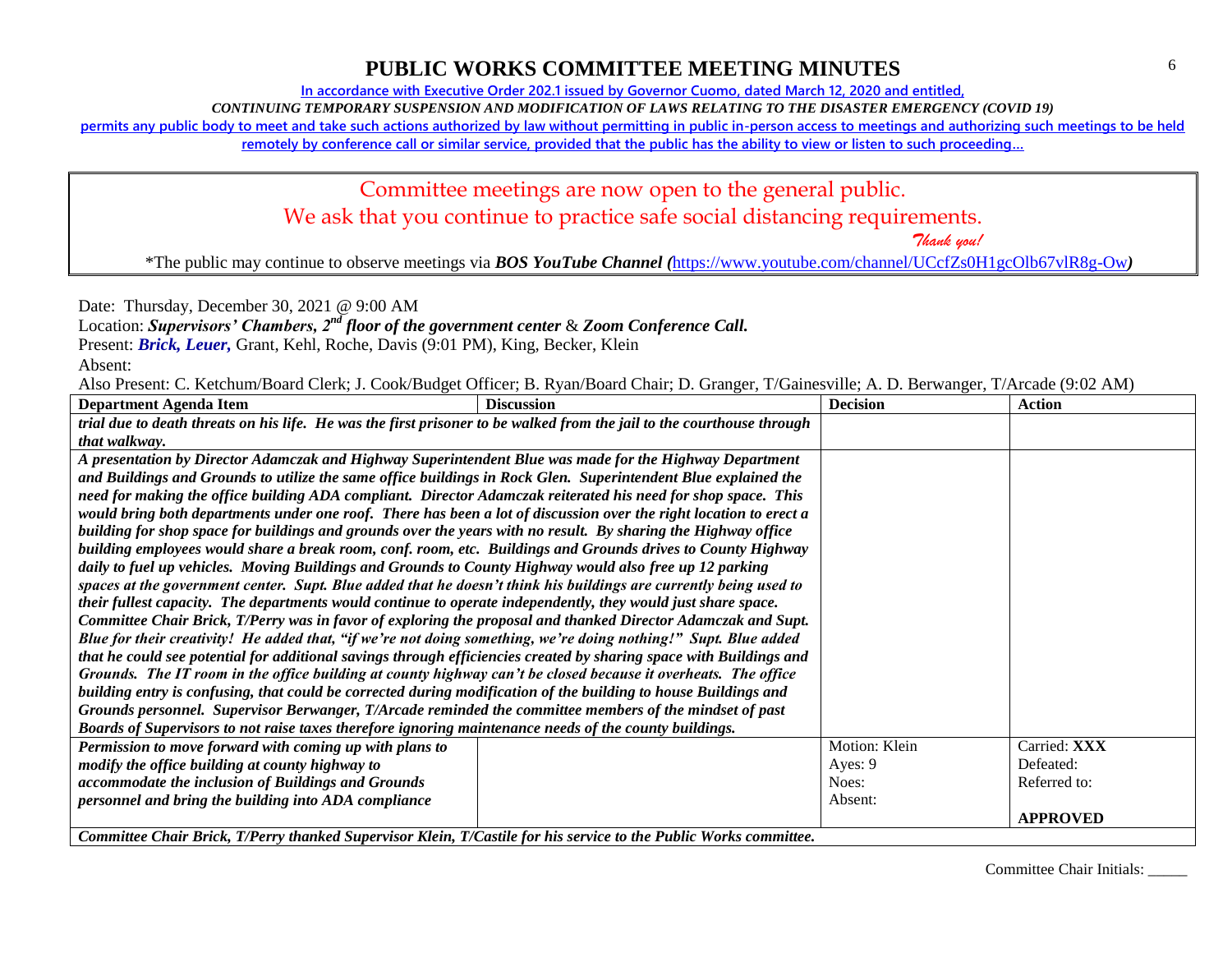# PUBLIC WORKS COMMITTEE MEETING MINUTES

**In accordance with Executive Order 202.1 issued by Governor Cuomo, dated March 12, 2020 and entitled,**

*CONTINUING TEMPORARY SUSPENSION AND MODIFICATION OF LAWS RELATING TO THE DISASTER EMERGENCY (COVID 19)*

**permits any public body to meet and take such actions authorized by law without permitting in public in-person access to meetings and authorizing such meetings to be held remotely by conference call or similar service, provided that the public has the ability to view or listen to such proceeding…**

Committee meetings are now open to the general public.
We ask that you continue to practice safe social distancing requirements.
*Thank you!*

*The public may continue to observe meetings via ***BOS YouTube Channel (**https://www.youtube.com/channel/UCcfZs0H1gcOlb67vlR8g-Ow**)***

Date: Thursday, December 30, 2021 @ 9:00 AM

Location: ***Supervisors' Chambers, 2nd floor of the government center*** & ***Zoom Conference Call.***

Present: ***Brick, Leuer,*** Grant, Kehl, Roche, Davis (9:01 PM), King, Becker, Klein

Absent:

Also Present: C. Ketchum/Board Clerk; J. Cook/Budget Officer; B. Ryan/Board Chair; D. Granger, T/Gainesville; A. D. Berwanger, T/Arcade (9:02 AM)

| Department Agenda Item | Discussion | Decision | Action |
|---|---|---|---|
| ***trial due to death threats on his life. He was the first prisoner to be walked from the jail to the courthouse through that walkway.*** | | | |
| ***A presentation by Director Adamczak and Highway Superintendent Blue was made for the Highway Department and Buildings and Grounds to utilize the same office buildings in Rock Glen. Superintendent Blue explained the need for making the office building ADA compliant. Director Adamczak reiterated his need for shop space. This would bring both departments under one roof. There has been a lot of discussion over the right location to erect a building for shop space for buildings and grounds over the years with no result. By sharing the Highway office building employees would share a break room, conf. room, etc. Buildings and Grounds drives to County Highway daily to fuel up vehicles. Moving Buildings and Grounds to County Highway would also free up 12 parking spaces at the government center. Supt. Blue added that he doesn't think his buildings are currently being used to their fullest capacity. The departments would continue to operate independently, they would just share space. Committee Chair Brick, T/Perry was in favor of exploring the proposal and thanked Director Adamczak and Supt. Blue for their creativity! He added that, "if we're not doing something, we're doing nothing!" Supt. Blue added that he could see potential for additional savings through efficiencies created by sharing space with Buildings and Grounds. The IT room in the office building at county highway can't be closed because it overheats. The office building entry is confusing, that could be corrected during modification of the building to house Buildings and Grounds personnel. Supervisor Berwanger, T/Arcade reminded the committee members of the mindset of past Boards of Supervisors to not raise taxes therefore ignoring maintenance needs of the county buildings.*** | | | |
| ***Permission to move forward with coming up with plans to modify the office building at county highway to accommodate the inclusion of Buildings and Grounds personnel and bring the building into ADA compliance*** | | Motion: Klein<br>Ayes: 9<br>Noes:<br>Absent: | Carried: **XXX**<br>Defeated:<br>Referred to:<br>**APPROVED** |
| ***Committee Chair Brick, T/Perry thanked Supervisor Klein, T/Castile for his service to the Public Works committee.*** | | | |

Committee Chair Initials: _____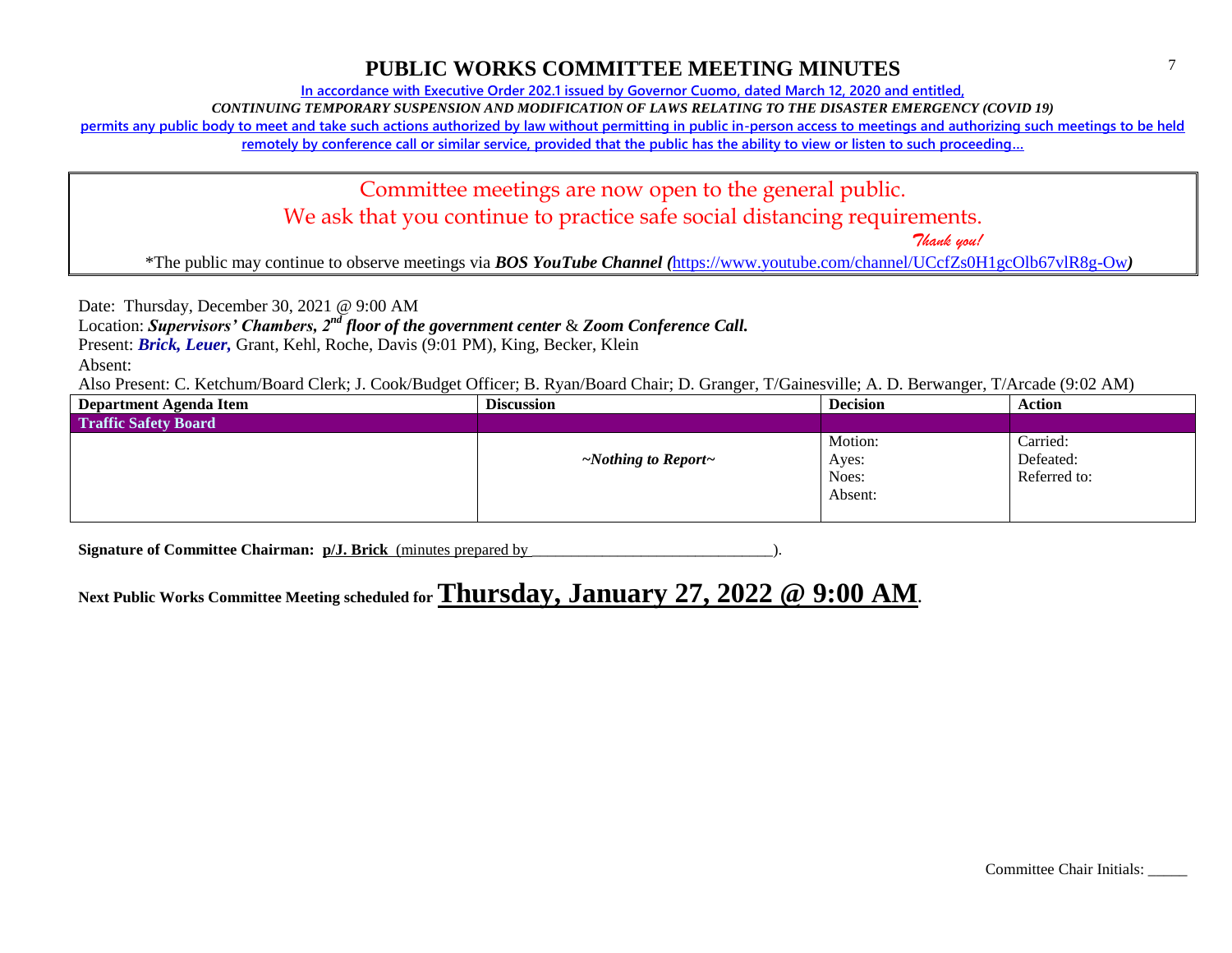# PUBLIC WORKS COMMITTEE MEETING MINUTES

**In accordance with Executive Order 202.1 issued by Governor Cuomo, dated March 12, 2020 and entitled,**

***CONTINUING TEMPORARY SUSPENSION AND MODIFICATION OF LAWS RELATING TO THE DISASTER EMERGENCY (COVID 19)***

**permits any public body to meet and take such actions authorized by law without permitting in public in-person access to meetings and authorizing such meetings to be held remotely by conference call or similar service, provided that the public has the ability to view or listen to such proceeding…**

Committee meetings are now open to the general public.
We ask that you continue to practice safe social distancing requirements.
*Thank you!*

*The public may continue to observe meetings via ***BOS YouTube Channel (***https://www.youtube.com/channel/UCcfZs0H1gcOlb67vlR8g-Ow***)***

Date: Thursday, December 30, 2021 @ 9:00 AM
Location: ***Supervisors' Chambers, 2nd floor of the government center*** & ***Zoom Conference Call.***
Present: ***Brick, Leuer,*** Grant, Kehl, Roche, Davis (9:01 PM), King, Becker, Klein
Absent:
Also Present: C. Ketchum/Board Clerk; J. Cook/Budget Officer; B. Ryan/Board Chair; D. Granger, T/Gainesville; A. D. Berwanger, T/Arcade (9:02 AM)

| Department Agenda Item | Discussion | Decision | Action |
|---|---|---|---|
| **Traffic Safety Board** | | | |
| | *~Nothing to Report~* | Motion:<br>Ayes:<br>Noes:<br>Absent: | Carried:<br>Defeated:<br>Referred to: |

**Signature of Committee Chairman: p/J. Brick** (minutes prepared by _______________________________).

**Next Public Works Committee Meeting scheduled for Thursday, January 27, 2022 @ 9:00 AM.**

Committee Chair Initials: _____